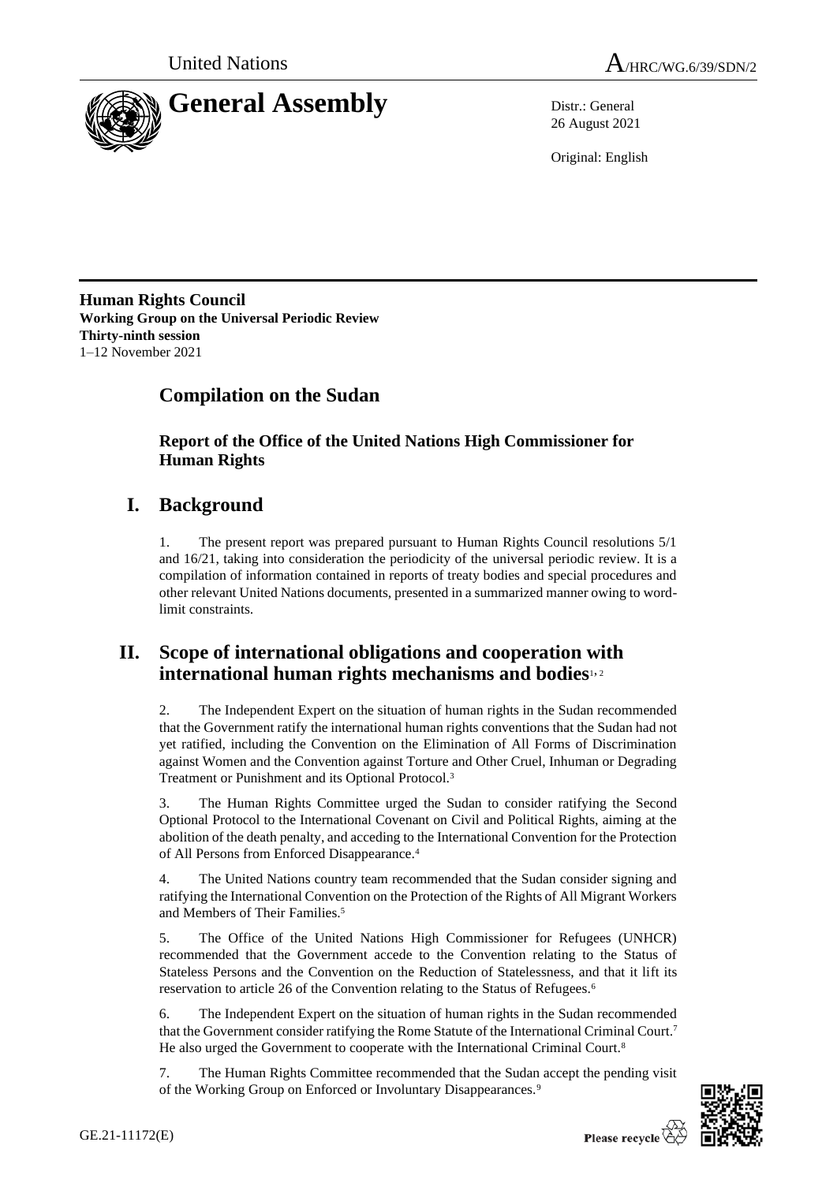United Nations

A/HRC/WG.6/39/SDN/2

# General Assembly

Distr.: General
26 August 2021

Original: English

**Human Rights Council**
**Working Group on the Universal Periodic Review**
**Thirty-ninth session**
1–12 November 2021

## Compilation on the Sudan

### Report of the Office of the United Nations High Commissioner for Human Rights

## I. Background

1. The present report was prepared pursuant to Human Rights Council resolutions 5/1 and 16/21, taking into consideration the periodicity of the universal periodic review. It is a compilation of information contained in reports of treaty bodies and special procedures and other relevant United Nations documents, presented in a summarized manner owing to word-limit constraints.

## II. Scope of international obligations and cooperation with international human rights mechanisms and bodies[1, 2]

2. The Independent Expert on the situation of human rights in the Sudan recommended that the Government ratify the international human rights conventions that the Sudan had not yet ratified, including the Convention on the Elimination of All Forms of Discrimination against Women and the Convention against Torture and Other Cruel, Inhuman or Degrading Treatment or Punishment and its Optional Protocol.[3]

3. The Human Rights Committee urged the Sudan to consider ratifying the Second Optional Protocol to the International Covenant on Civil and Political Rights, aiming at the abolition of the death penalty, and acceding to the International Convention for the Protection of All Persons from Enforced Disappearance.[4]

4. The United Nations country team recommended that the Sudan consider signing and ratifying the International Convention on the Protection of the Rights of All Migrant Workers and Members of Their Families.[5]

5. The Office of the United Nations High Commissioner for Refugees (UNHCR) recommended that the Government accede to the Convention relating to the Status of Stateless Persons and the Convention on the Reduction of Statelessness, and that it lift its reservation to article 26 of the Convention relating to the Status of Refugees.[6]

6. The Independent Expert on the situation of human rights in the Sudan recommended that the Government consider ratifying the Rome Statute of the International Criminal Court.[7] He also urged the Government to cooperate with the International Criminal Court.[8]

7. The Human Rights Committee recommended that the Sudan accept the pending visit of the Working Group on Enforced or Involuntary Disappearances.[9]

GE.21-11172(E)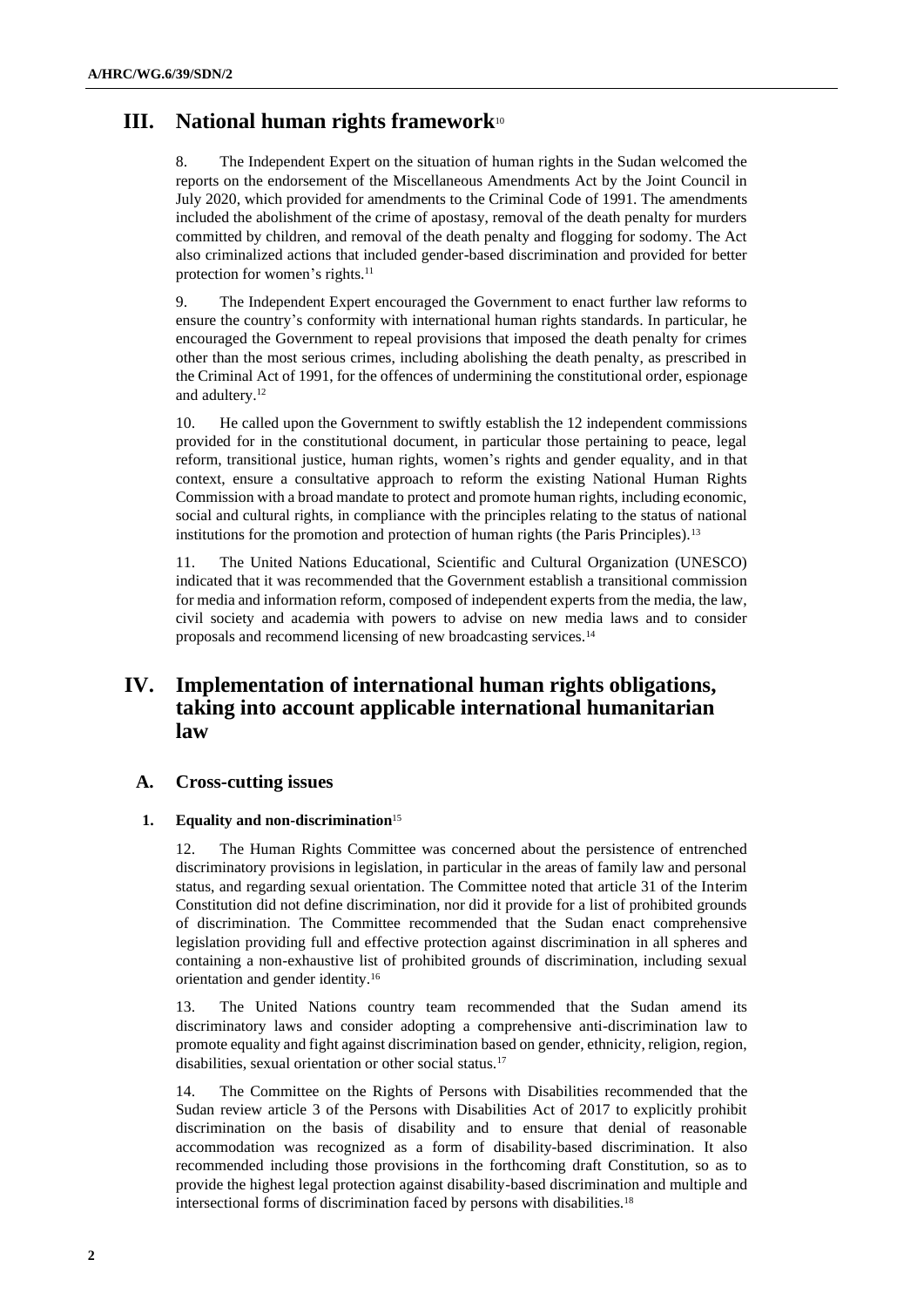## III. National human rights framework[10]

8. The Independent Expert on the situation of human rights in the Sudan welcomed the reports on the endorsement of the Miscellaneous Amendments Act by the Joint Council in July 2020, which provided for amendments to the Criminal Code of 1991. The amendments included the abolishment of the crime of apostasy, removal of the death penalty for murders committed by children, and removal of the death penalty and flogging for sodomy. The Act also criminalized actions that included gender-based discrimination and provided for better protection for women's rights.[11]

9. The Independent Expert encouraged the Government to enact further law reforms to ensure the country's conformity with international human rights standards. In particular, he encouraged the Government to repeal provisions that imposed the death penalty for crimes other than the most serious crimes, including abolishing the death penalty, as prescribed in the Criminal Act of 1991, for the offences of undermining the constitutional order, espionage and adultery.[12]

10. He called upon the Government to swiftly establish the 12 independent commissions provided for in the constitutional document, in particular those pertaining to peace, legal reform, transitional justice, human rights, women's rights and gender equality, and in that context, ensure a consultative approach to reform the existing National Human Rights Commission with a broad mandate to protect and promote human rights, including economic, social and cultural rights, in compliance with the principles relating to the status of national institutions for the promotion and protection of human rights (the Paris Principles).[13]

11. The United Nations Educational, Scientific and Cultural Organization (UNESCO) indicated that it was recommended that the Government establish a transitional commission for media and information reform, composed of independent experts from the media, the law, civil society and academia with powers to advise on new media laws and to consider proposals and recommend licensing of new broadcasting services.[14]

## IV. Implementation of international human rights obligations, taking into account applicable international humanitarian law

### A. Cross-cutting issues

#### 1. Equality and non-discrimination[15]

12. The Human Rights Committee was concerned about the persistence of entrenched discriminatory provisions in legislation, in particular in the areas of family law and personal status, and regarding sexual orientation. The Committee noted that article 31 of the Interim Constitution did not define discrimination, nor did it provide for a list of prohibited grounds of discrimination. The Committee recommended that the Sudan enact comprehensive legislation providing full and effective protection against discrimination in all spheres and containing a non-exhaustive list of prohibited grounds of discrimination, including sexual orientation and gender identity.[16]

13. The United Nations country team recommended that the Sudan amend its discriminatory laws and consider adopting a comprehensive anti-discrimination law to promote equality and fight against discrimination based on gender, ethnicity, religion, region, disabilities, sexual orientation or other social status.[17]

14. The Committee on the Rights of Persons with Disabilities recommended that the Sudan review article 3 of the Persons with Disabilities Act of 2017 to explicitly prohibit discrimination on the basis of disability and to ensure that denial of reasonable accommodation was recognized as a form of disability-based discrimination. It also recommended including those provisions in the forthcoming draft Constitution, so as to provide the highest legal protection against disability-based discrimination and multiple and intersectional forms of discrimination faced by persons with disabilities.[18]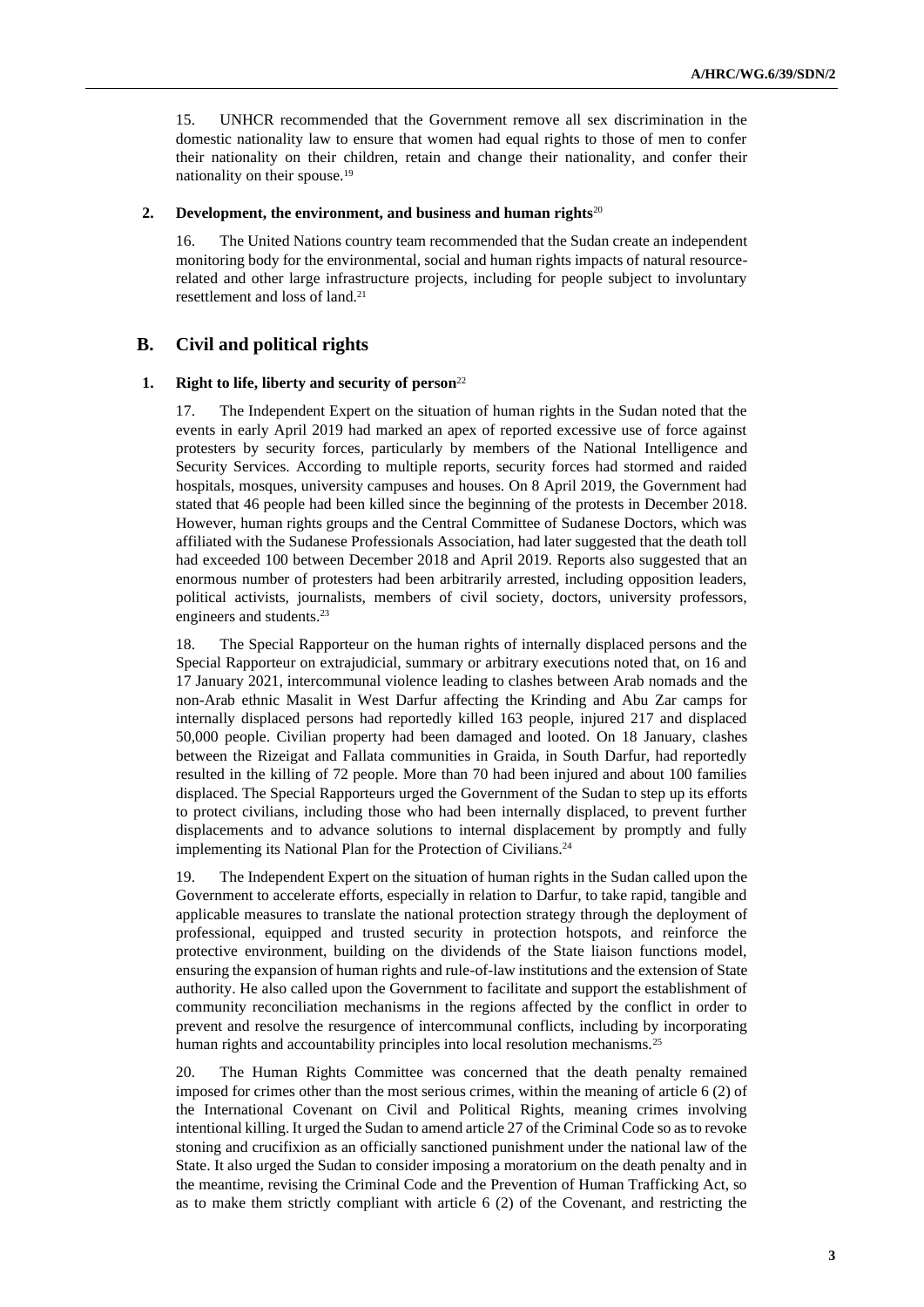15. UNHCR recommended that the Government remove all sex discrimination in the domestic nationality law to ensure that women had equal rights to those of men to confer their nationality on their children, retain and change their nationality, and confer their nationality on their spouse.[19]

### 2. Development, the environment, and business and human rights[20]

16. The United Nations country team recommended that the Sudan create an independent monitoring body for the environmental, social and human rights impacts of natural resource-related and other large infrastructure projects, including for people subject to involuntary resettlement and loss of land.[21]

## B. Civil and political rights

### 1. Right to life, liberty and security of person[22]

17. The Independent Expert on the situation of human rights in the Sudan noted that the events in early April 2019 had marked an apex of reported excessive use of force against protesters by security forces, particularly by members of the National Intelligence and Security Services. According to multiple reports, security forces had stormed and raided hospitals, mosques, university campuses and houses. On 8 April 2019, the Government had stated that 46 people had been killed since the beginning of the protests in December 2018. However, human rights groups and the Central Committee of Sudanese Doctors, which was affiliated with the Sudanese Professionals Association, had later suggested that the death toll had exceeded 100 between December 2018 and April 2019. Reports also suggested that an enormous number of protesters had been arbitrarily arrested, including opposition leaders, political activists, journalists, members of civil society, doctors, university professors, engineers and students.[23]

18. The Special Rapporteur on the human rights of internally displaced persons and the Special Rapporteur on extrajudicial, summary or arbitrary executions noted that, on 16 and 17 January 2021, intercommunal violence leading to clashes between Arab nomads and the non-Arab ethnic Masalit in West Darfur affecting the Krinding and Abu Zar camps for internally displaced persons had reportedly killed 163 people, injured 217 and displaced 50,000 people. Civilian property had been damaged and looted. On 18 January, clashes between the Rizeigat and Fallata communities in Graida, in South Darfur, had reportedly resulted in the killing of 72 people. More than 70 had been injured and about 100 families displaced. The Special Rapporteurs urged the Government of the Sudan to step up its efforts to protect civilians, including those who had been internally displaced, to prevent further displacements and to advance solutions to internal displacement by promptly and fully implementing its National Plan for the Protection of Civilians.[24]

19. The Independent Expert on the situation of human rights in the Sudan called upon the Government to accelerate efforts, especially in relation to Darfur, to take rapid, tangible and applicable measures to translate the national protection strategy through the deployment of professional, equipped and trusted security in protection hotspots, and reinforce the protective environment, building on the dividends of the State liaison functions model, ensuring the expansion of human rights and rule-of-law institutions and the extension of State authority. He also called upon the Government to facilitate and support the establishment of community reconciliation mechanisms in the regions affected by the conflict in order to prevent and resolve the resurgence of intercommunal conflicts, including by incorporating human rights and accountability principles into local resolution mechanisms.[25]

20. The Human Rights Committee was concerned that the death penalty remained imposed for crimes other than the most serious crimes, within the meaning of article 6 (2) of the International Covenant on Civil and Political Rights, meaning crimes involving intentional killing. It urged the Sudan to amend article 27 of the Criminal Code so as to revoke stoning and crucifixion as an officially sanctioned punishment under the national law of the State. It also urged the Sudan to consider imposing a moratorium on the death penalty and in the meantime, revising the Criminal Code and the Prevention of Human Trafficking Act, so as to make them strictly compliant with article 6 (2) of the Covenant, and restricting the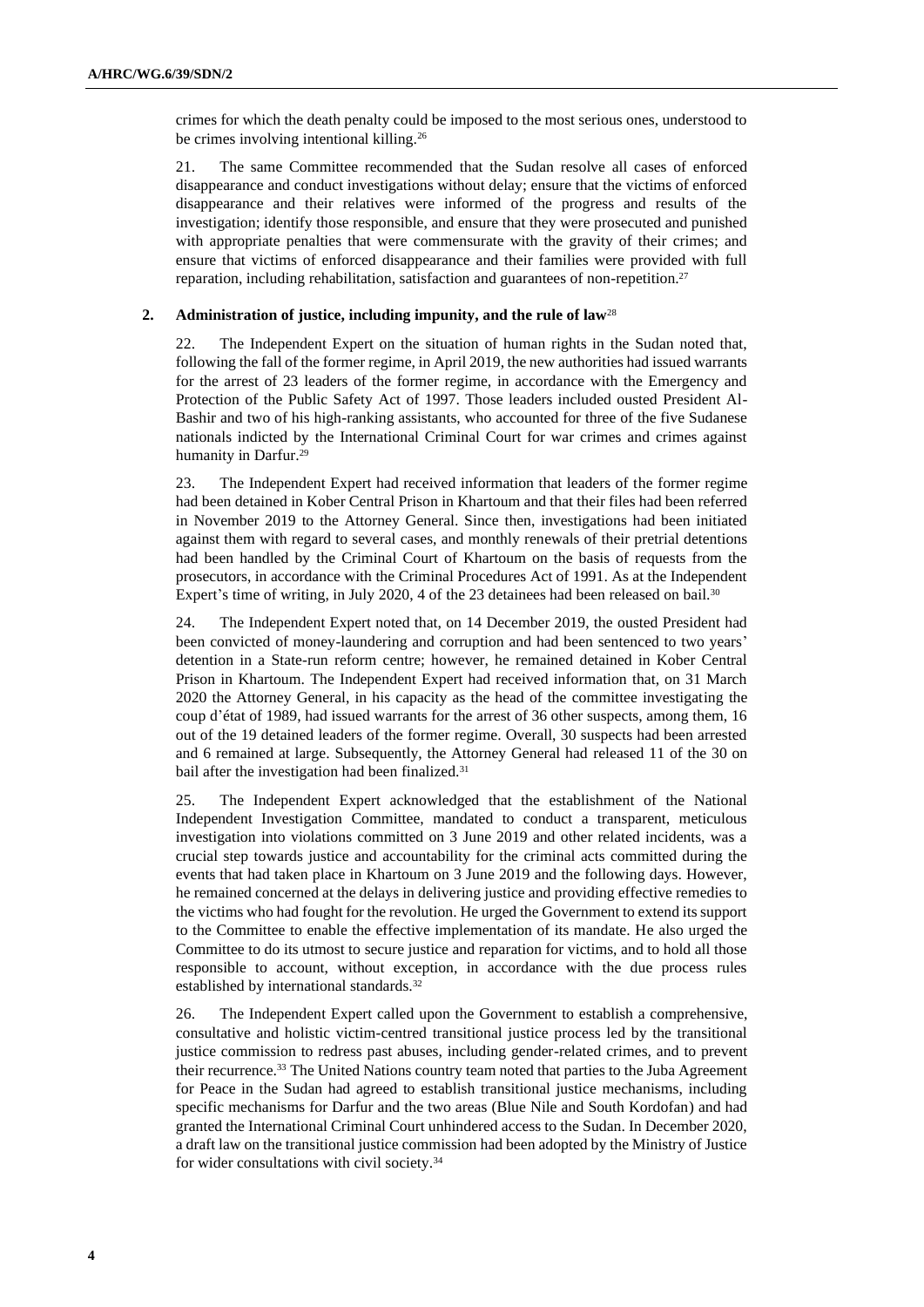crimes for which the death penalty could be imposed to the most serious ones, understood to be crimes involving intentional killing.[26]

21. The same Committee recommended that the Sudan resolve all cases of enforced disappearance and conduct investigations without delay; ensure that the victims of enforced disappearance and their relatives were informed of the progress and results of the investigation; identify those responsible, and ensure that they were prosecuted and punished with appropriate penalties that were commensurate with the gravity of their crimes; and ensure that victims of enforced disappearance and their families were provided with full reparation, including rehabilitation, satisfaction and guarantees of non-repetition.[27]

## 2. Administration of justice, including impunity, and the rule of law[28]

22. The Independent Expert on the situation of human rights in the Sudan noted that, following the fall of the former regime, in April 2019, the new authorities had issued warrants for the arrest of 23 leaders of the former regime, in accordance with the Emergency and Protection of the Public Safety Act of 1997. Those leaders included ousted President Al-Bashir and two of his high-ranking assistants, who accounted for three of the five Sudanese nationals indicted by the International Criminal Court for war crimes and crimes against humanity in Darfur.[29]

23. The Independent Expert had received information that leaders of the former regime had been detained in Kober Central Prison in Khartoum and that their files had been referred in November 2019 to the Attorney General. Since then, investigations had been initiated against them with regard to several cases, and monthly renewals of their pretrial detentions had been handled by the Criminal Court of Khartoum on the basis of requests from the prosecutors, in accordance with the Criminal Procedures Act of 1991. As at the Independent Expert's time of writing, in July 2020, 4 of the 23 detainees had been released on bail.[30]

24. The Independent Expert noted that, on 14 December 2019, the ousted President had been convicted of money-laundering and corruption and had been sentenced to two years' detention in a State-run reform centre; however, he remained detained in Kober Central Prison in Khartoum. The Independent Expert had received information that, on 31 March 2020 the Attorney General, in his capacity as the head of the committee investigating the coup d'état of 1989, had issued warrants for the arrest of 36 other suspects, among them, 16 out of the 19 detained leaders of the former regime. Overall, 30 suspects had been arrested and 6 remained at large. Subsequently, the Attorney General had released 11 of the 30 on bail after the investigation had been finalized.[31]

25. The Independent Expert acknowledged that the establishment of the National Independent Investigation Committee, mandated to conduct a transparent, meticulous investigation into violations committed on 3 June 2019 and other related incidents, was a crucial step towards justice and accountability for the criminal acts committed during the events that had taken place in Khartoum on 3 June 2019 and the following days. However, he remained concerned at the delays in delivering justice and providing effective remedies to the victims who had fought for the revolution. He urged the Government to extend its support to the Committee to enable the effective implementation of its mandate. He also urged the Committee to do its utmost to secure justice and reparation for victims, and to hold all those responsible to account, without exception, in accordance with the due process rules established by international standards.[32]

26. The Independent Expert called upon the Government to establish a comprehensive, consultative and holistic victim-centred transitional justice process led by the transitional justice commission to redress past abuses, including gender-related crimes, and to prevent their recurrence.[33] The United Nations country team noted that parties to the Juba Agreement for Peace in the Sudan had agreed to establish transitional justice mechanisms, including specific mechanisms for Darfur and the two areas (Blue Nile and South Kordofan) and had granted the International Criminal Court unhindered access to the Sudan. In December 2020, a draft law on the transitional justice commission had been adopted by the Ministry of Justice for wider consultations with civil society.[34]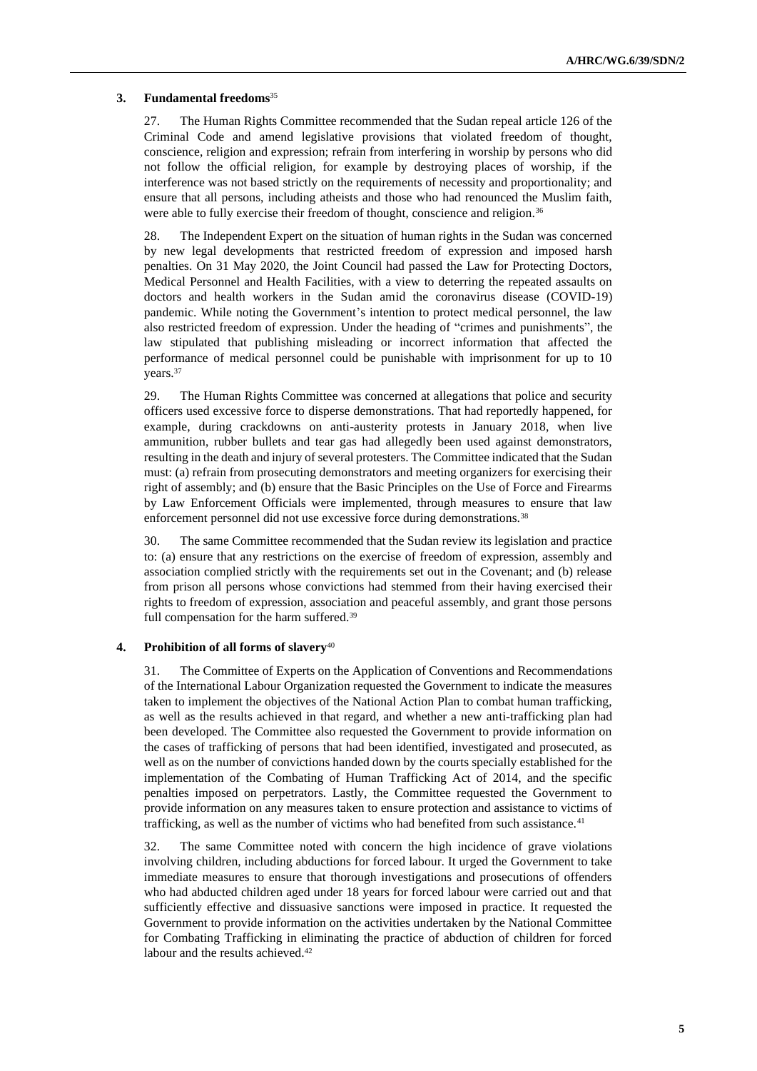### 3. Fundamental freedoms[35]

27. The Human Rights Committee recommended that the Sudan repeal article 126 of the Criminal Code and amend legislative provisions that violated freedom of thought, conscience, religion and expression; refrain from interfering in worship by persons who did not follow the official religion, for example by destroying places of worship, if the interference was not based strictly on the requirements of necessity and proportionality; and ensure that all persons, including atheists and those who had renounced the Muslim faith, were able to fully exercise their freedom of thought, conscience and religion.[36]

28. The Independent Expert on the situation of human rights in the Sudan was concerned by new legal developments that restricted freedom of expression and imposed harsh penalties. On 31 May 2020, the Joint Council had passed the Law for Protecting Doctors, Medical Personnel and Health Facilities, with a view to deterring the repeated assaults on doctors and health workers in the Sudan amid the coronavirus disease (COVID-19) pandemic. While noting the Government's intention to protect medical personnel, the law also restricted freedom of expression. Under the heading of "crimes and punishments", the law stipulated that publishing misleading or incorrect information that affected the performance of medical personnel could be punishable with imprisonment for up to 10 years.[37]

29. The Human Rights Committee was concerned at allegations that police and security officers used excessive force to disperse demonstrations. That had reportedly happened, for example, during crackdowns on anti-austerity protests in January 2018, when live ammunition, rubber bullets and tear gas had allegedly been used against demonstrators, resulting in the death and injury of several protesters. The Committee indicated that the Sudan must: (a) refrain from prosecuting demonstrators and meeting organizers for exercising their right of assembly; and (b) ensure that the Basic Principles on the Use of Force and Firearms by Law Enforcement Officials were implemented, through measures to ensure that law enforcement personnel did not use excessive force during demonstrations.[38]

30. The same Committee recommended that the Sudan review its legislation and practice to: (a) ensure that any restrictions on the exercise of freedom of expression, assembly and association complied strictly with the requirements set out in the Covenant; and (b) release from prison all persons whose convictions had stemmed from their having exercised their rights to freedom of expression, association and peaceful assembly, and grant those persons full compensation for the harm suffered.[39]

### 4. Prohibition of all forms of slavery[40]

31. The Committee of Experts on the Application of Conventions and Recommendations of the International Labour Organization requested the Government to indicate the measures taken to implement the objectives of the National Action Plan to combat human trafficking, as well as the results achieved in that regard, and whether a new anti-trafficking plan had been developed. The Committee also requested the Government to provide information on the cases of trafficking of persons that had been identified, investigated and prosecuted, as well as on the number of convictions handed down by the courts specially established for the implementation of the Combating of Human Trafficking Act of 2014, and the specific penalties imposed on perpetrators. Lastly, the Committee requested the Government to provide information on any measures taken to ensure protection and assistance to victims of trafficking, as well as the number of victims who had benefited from such assistance.[41]

32. The same Committee noted with concern the high incidence of grave violations involving children, including abductions for forced labour. It urged the Government to take immediate measures to ensure that thorough investigations and prosecutions of offenders who had abducted children aged under 18 years for forced labour were carried out and that sufficiently effective and dissuasive sanctions were imposed in practice. It requested the Government to provide information on the activities undertaken by the National Committee for Combating Trafficking in eliminating the practice of abduction of children for forced labour and the results achieved.[42]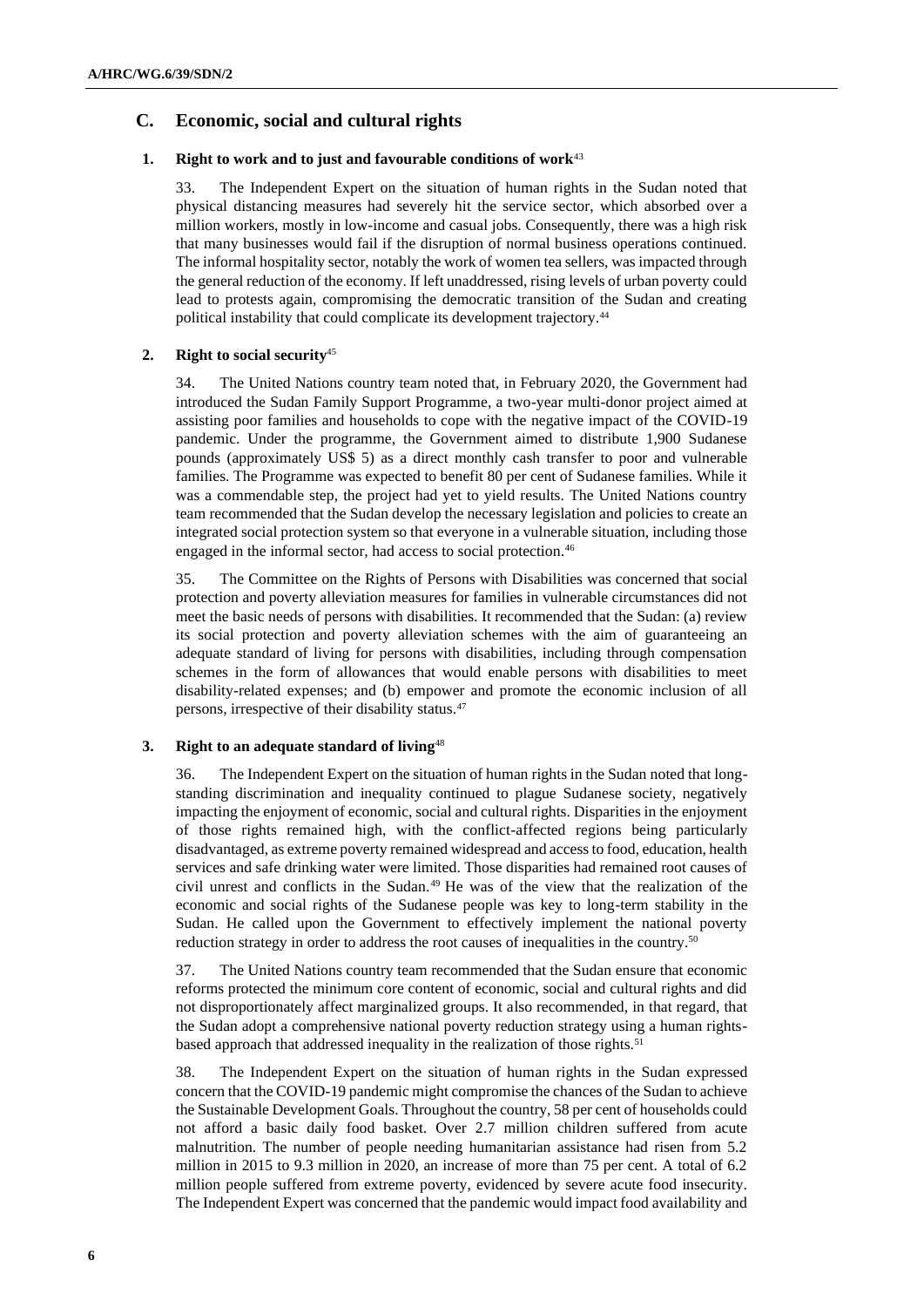## C. Economic, social and cultural rights

### 1. Right to work and to just and favourable conditions of work[43]

33. The Independent Expert on the situation of human rights in the Sudan noted that physical distancing measures had severely hit the service sector, which absorbed over a million workers, mostly in low-income and casual jobs. Consequently, there was a high risk that many businesses would fail if the disruption of normal business operations continued. The informal hospitality sector, notably the work of women tea sellers, was impacted through the general reduction of the economy. If left unaddressed, rising levels of urban poverty could lead to protests again, compromising the democratic transition of the Sudan and creating political instability that could complicate its development trajectory.[44]

### 2. Right to social security[45]

34. The United Nations country team noted that, in February 2020, the Government had introduced the Sudan Family Support Programme, a two-year multi-donor project aimed at assisting poor families and households to cope with the negative impact of the COVID-19 pandemic. Under the programme, the Government aimed to distribute 1,900 Sudanese pounds (approximately US$ 5) as a direct monthly cash transfer to poor and vulnerable families. The Programme was expected to benefit 80 per cent of Sudanese families. While it was a commendable step, the project had yet to yield results. The United Nations country team recommended that the Sudan develop the necessary legislation and policies to create an integrated social protection system so that everyone in a vulnerable situation, including those engaged in the informal sector, had access to social protection.[46]

35. The Committee on the Rights of Persons with Disabilities was concerned that social protection and poverty alleviation measures for families in vulnerable circumstances did not meet the basic needs of persons with disabilities. It recommended that the Sudan: (a) review its social protection and poverty alleviation schemes with the aim of guaranteeing an adequate standard of living for persons with disabilities, including through compensation schemes in the form of allowances that would enable persons with disabilities to meet disability-related expenses; and (b) empower and promote the economic inclusion of all persons, irrespective of their disability status.[47]

### 3. Right to an adequate standard of living[48]

36. The Independent Expert on the situation of human rights in the Sudan noted that long-standing discrimination and inequality continued to plague Sudanese society, negatively impacting the enjoyment of economic, social and cultural rights. Disparities in the enjoyment of those rights remained high, with the conflict-affected regions being particularly disadvantaged, as extreme poverty remained widespread and access to food, education, health services and safe drinking water were limited. Those disparities had remained root causes of civil unrest and conflicts in the Sudan.[49] He was of the view that the realization of the economic and social rights of the Sudanese people was key to long-term stability in the Sudan. He called upon the Government to effectively implement the national poverty reduction strategy in order to address the root causes of inequalities in the country.[50]

37. The United Nations country team recommended that the Sudan ensure that economic reforms protected the minimum core content of economic, social and cultural rights and did not disproportionately affect marginalized groups. It also recommended, in that regard, that the Sudan adopt a comprehensive national poverty reduction strategy using a human rights-based approach that addressed inequality in the realization of those rights.[51]

38. The Independent Expert on the situation of human rights in the Sudan expressed concern that the COVID-19 pandemic might compromise the chances of the Sudan to achieve the Sustainable Development Goals. Throughout the country, 58 per cent of households could not afford a basic daily food basket. Over 2.7 million children suffered from acute malnutrition. The number of people needing humanitarian assistance had risen from 5.2 million in 2015 to 9.3 million in 2020, an increase of more than 75 per cent. A total of 6.2 million people suffered from extreme poverty, evidenced by severe acute food insecurity. The Independent Expert was concerned that the pandemic would impact food availability and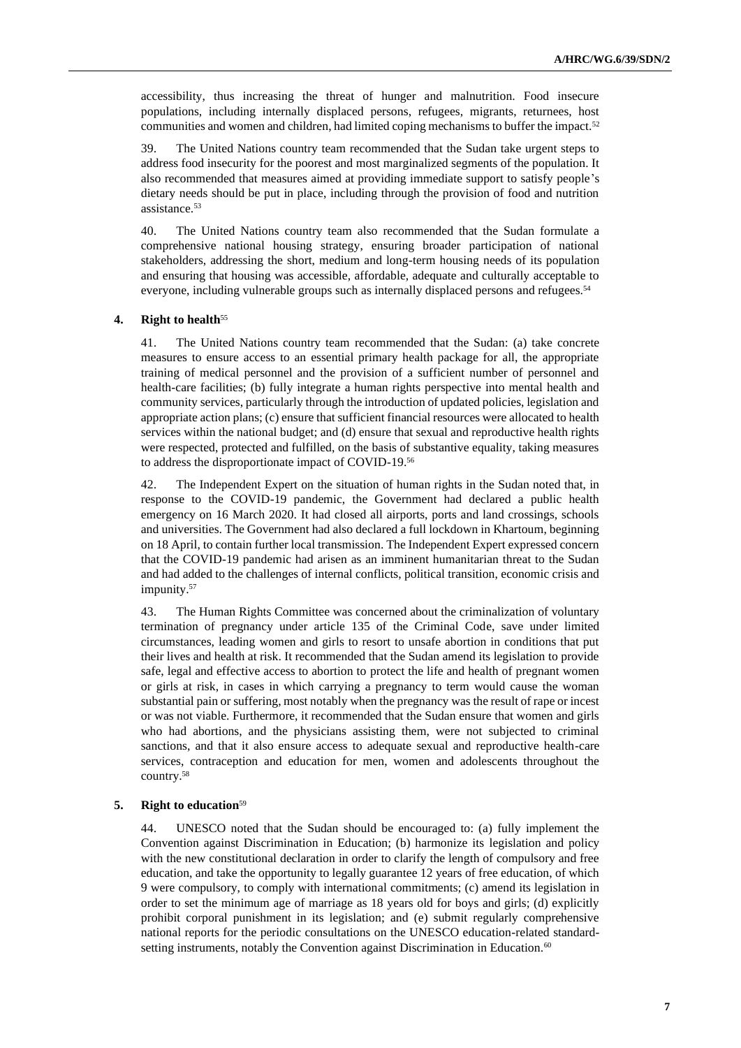accessibility, thus increasing the threat of hunger and malnutrition. Food insecure populations, including internally displaced persons, refugees, migrants, returnees, host communities and women and children, had limited coping mechanisms to buffer the impact.[52]

39. The United Nations country team recommended that the Sudan take urgent steps to address food insecurity for the poorest and most marginalized segments of the population. It also recommended that measures aimed at providing immediate support to satisfy people's dietary needs should be put in place, including through the provision of food and nutrition assistance.[53]

40. The United Nations country team also recommended that the Sudan formulate a comprehensive national housing strategy, ensuring broader participation of national stakeholders, addressing the short, medium and long-term housing needs of its population and ensuring that housing was accessible, affordable, adequate and culturally acceptable to everyone, including vulnerable groups such as internally displaced persons and refugees.[54]

#### 4. Right to health[55]

41. The United Nations country team recommended that the Sudan: (a) take concrete measures to ensure access to an essential primary health package for all, the appropriate training of medical personnel and the provision of a sufficient number of personnel and health-care facilities; (b) fully integrate a human rights perspective into mental health and community services, particularly through the introduction of updated policies, legislation and appropriate action plans; (c) ensure that sufficient financial resources were allocated to health services within the national budget; and (d) ensure that sexual and reproductive health rights were respected, protected and fulfilled, on the basis of substantive equality, taking measures to address the disproportionate impact of COVID-19.[56]

42. The Independent Expert on the situation of human rights in the Sudan noted that, in response to the COVID-19 pandemic, the Government had declared a public health emergency on 16 March 2020. It had closed all airports, ports and land crossings, schools and universities. The Government had also declared a full lockdown in Khartoum, beginning on 18 April, to contain further local transmission. The Independent Expert expressed concern that the COVID-19 pandemic had arisen as an imminent humanitarian threat to the Sudan and had added to the challenges of internal conflicts, political transition, economic crisis and impunity.[57]

43. The Human Rights Committee was concerned about the criminalization of voluntary termination of pregnancy under article 135 of the Criminal Code, save under limited circumstances, leading women and girls to resort to unsafe abortion in conditions that put their lives and health at risk. It recommended that the Sudan amend its legislation to provide safe, legal and effective access to abortion to protect the life and health of pregnant women or girls at risk, in cases in which carrying a pregnancy to term would cause the woman substantial pain or suffering, most notably when the pregnancy was the result of rape or incest or was not viable. Furthermore, it recommended that the Sudan ensure that women and girls who had abortions, and the physicians assisting them, were not subjected to criminal sanctions, and that it also ensure access to adequate sexual and reproductive health-care services, contraception and education for men, women and adolescents throughout the country.[58]

#### 5. Right to education[59]

44. UNESCO noted that the Sudan should be encouraged to: (a) fully implement the Convention against Discrimination in Education; (b) harmonize its legislation and policy with the new constitutional declaration in order to clarify the length of compulsory and free education, and take the opportunity to legally guarantee 12 years of free education, of which 9 were compulsory, to comply with international commitments; (c) amend its legislation in order to set the minimum age of marriage as 18 years old for boys and girls; (d) explicitly prohibit corporal punishment in its legislation; and (e) submit regularly comprehensive national reports for the periodic consultations on the UNESCO education-related standard-setting instruments, notably the Convention against Discrimination in Education.[60]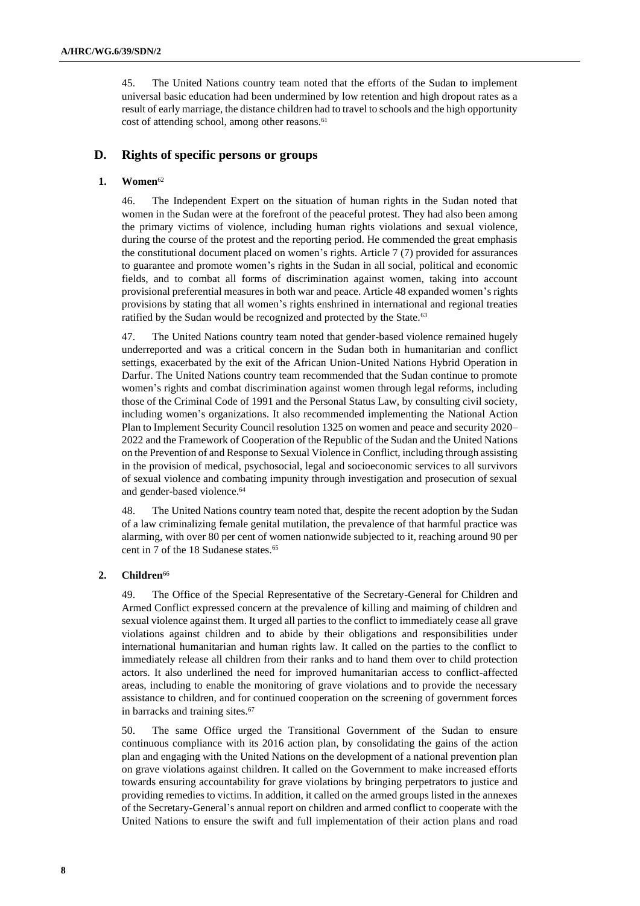45. The United Nations country team noted that the efforts of the Sudan to implement universal basic education had been undermined by low retention and high dropout rates as a result of early marriage, the distance children had to travel to schools and the high opportunity cost of attending school, among other reasons.[61]

## D. Rights of specific persons or groups

### 1. Women[62]

46. The Independent Expert on the situation of human rights in the Sudan noted that women in the Sudan were at the forefront of the peaceful protest. They had also been among the primary victims of violence, including human rights violations and sexual violence, during the course of the protest and the reporting period. He commended the great emphasis the constitutional document placed on women's rights. Article 7 (7) provided for assurances to guarantee and promote women's rights in the Sudan in all social, political and economic fields, and to combat all forms of discrimination against women, taking into account provisional preferential measures in both war and peace. Article 48 expanded women's rights provisions by stating that all women's rights enshrined in international and regional treaties ratified by the Sudan would be recognized and protected by the State.[63]

47. The United Nations country team noted that gender-based violence remained hugely underreported and was a critical concern in the Sudan both in humanitarian and conflict settings, exacerbated by the exit of the African Union-United Nations Hybrid Operation in Darfur. The United Nations country team recommended that the Sudan continue to promote women's rights and combat discrimination against women through legal reforms, including those of the Criminal Code of 1991 and the Personal Status Law, by consulting civil society, including women's organizations. It also recommended implementing the National Action Plan to Implement Security Council resolution 1325 on women and peace and security 2020–2022 and the Framework of Cooperation of the Republic of the Sudan and the United Nations on the Prevention of and Response to Sexual Violence in Conflict, including through assisting in the provision of medical, psychosocial, legal and socioeconomic services to all survivors of sexual violence and combating impunity through investigation and prosecution of sexual and gender-based violence.[64]

48. The United Nations country team noted that, despite the recent adoption by the Sudan of a law criminalizing female genital mutilation, the prevalence of that harmful practice was alarming, with over 80 per cent of women nationwide subjected to it, reaching around 90 per cent in 7 of the 18 Sudanese states.[65]

### 2. Children[66]

49. The Office of the Special Representative of the Secretary-General for Children and Armed Conflict expressed concern at the prevalence of killing and maiming of children and sexual violence against them. It urged all parties to the conflict to immediately cease all grave violations against children and to abide by their obligations and responsibilities under international humanitarian and human rights law. It called on the parties to the conflict to immediately release all children from their ranks and to hand them over to child protection actors. It also underlined the need for improved humanitarian access to conflict-affected areas, including to enable the monitoring of grave violations and to provide the necessary assistance to children, and for continued cooperation on the screening of government forces in barracks and training sites.[67]

50. The same Office urged the Transitional Government of the Sudan to ensure continuous compliance with its 2016 action plan, by consolidating the gains of the action plan and engaging with the United Nations on the development of a national prevention plan on grave violations against children. It called on the Government to make increased efforts towards ensuring accountability for grave violations by bringing perpetrators to justice and providing remedies to victims. In addition, it called on the armed groups listed in the annexes of the Secretary-General's annual report on children and armed conflict to cooperate with the United Nations to ensure the swift and full implementation of their action plans and road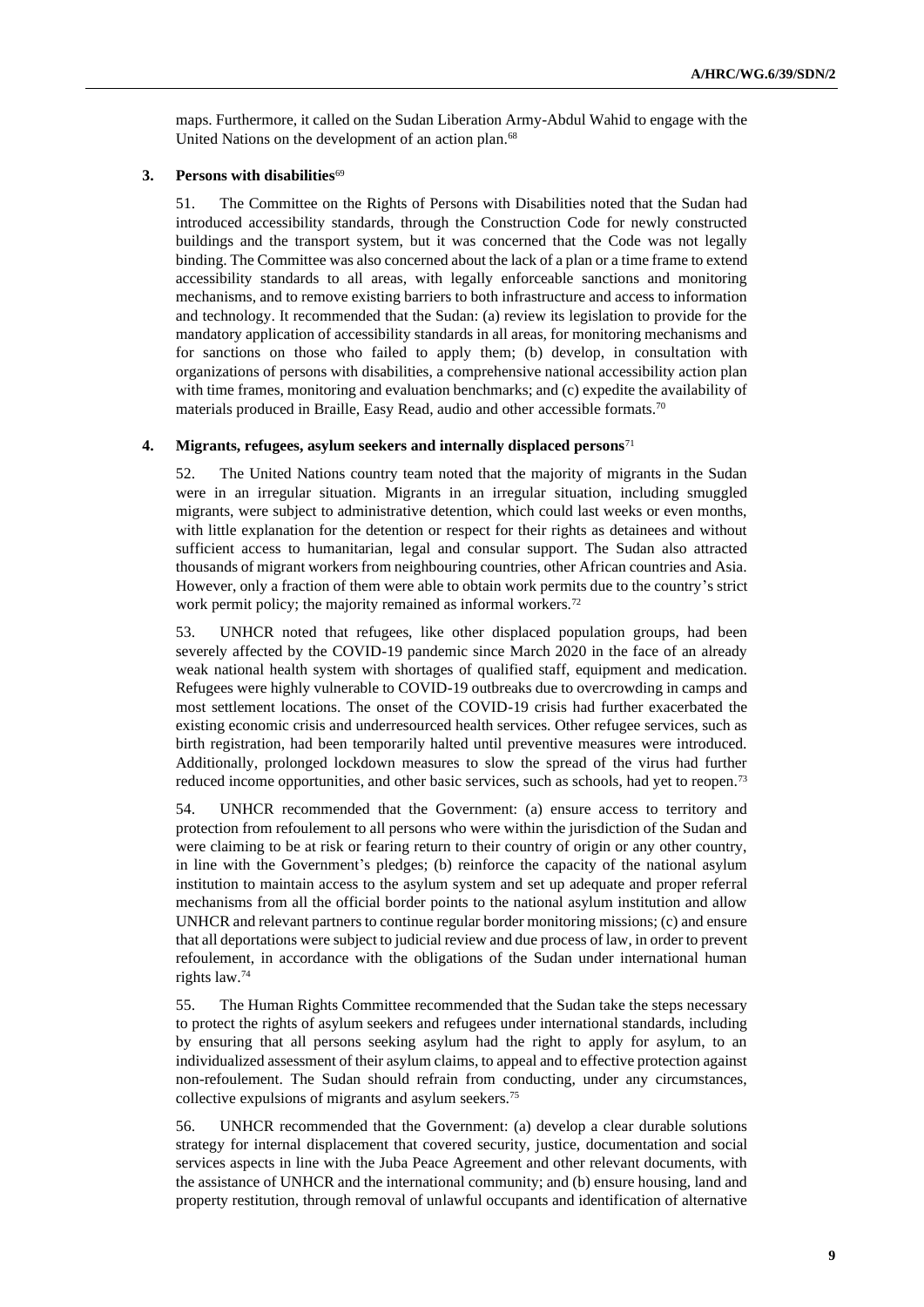maps. Furthermore, it called on the Sudan Liberation Army-Abdul Wahid to engage with the United Nations on the development of an action plan.[68]

### 3. Persons with disabilities[69]

51. The Committee on the Rights of Persons with Disabilities noted that the Sudan had introduced accessibility standards, through the Construction Code for newly constructed buildings and the transport system, but it was concerned that the Code was not legally binding. The Committee was also concerned about the lack of a plan or a time frame to extend accessibility standards to all areas, with legally enforceable sanctions and monitoring mechanisms, and to remove existing barriers to both infrastructure and access to information and technology. It recommended that the Sudan: (a) review its legislation to provide for the mandatory application of accessibility standards in all areas, for monitoring mechanisms and for sanctions on those who failed to apply them; (b) develop, in consultation with organizations of persons with disabilities, a comprehensive national accessibility action plan with time frames, monitoring and evaluation benchmarks; and (c) expedite the availability of materials produced in Braille, Easy Read, audio and other accessible formats.[70]

### 4. Migrants, refugees, asylum seekers and internally displaced persons[71]

52. The United Nations country team noted that the majority of migrants in the Sudan were in an irregular situation. Migrants in an irregular situation, including smuggled migrants, were subject to administrative detention, which could last weeks or even months, with little explanation for the detention or respect for their rights as detainees and without sufficient access to humanitarian, legal and consular support. The Sudan also attracted thousands of migrant workers from neighbouring countries, other African countries and Asia. However, only a fraction of them were able to obtain work permits due to the country's strict work permit policy; the majority remained as informal workers.[72]

53. UNHCR noted that refugees, like other displaced population groups, had been severely affected by the COVID-19 pandemic since March 2020 in the face of an already weak national health system with shortages of qualified staff, equipment and medication. Refugees were highly vulnerable to COVID-19 outbreaks due to overcrowding in camps and most settlement locations. The onset of the COVID-19 crisis had further exacerbated the existing economic crisis and underresourced health services. Other refugee services, such as birth registration, had been temporarily halted until preventive measures were introduced. Additionally, prolonged lockdown measures to slow the spread of the virus had further reduced income opportunities, and other basic services, such as schools, had yet to reopen.[73]

54. UNHCR recommended that the Government: (a) ensure access to territory and protection from refoulement to all persons who were within the jurisdiction of the Sudan and were claiming to be at risk or fearing return to their country of origin or any other country, in line with the Government's pledges; (b) reinforce the capacity of the national asylum institution to maintain access to the asylum system and set up adequate and proper referral mechanisms from all the official border points to the national asylum institution and allow UNHCR and relevant partners to continue regular border monitoring missions; (c) and ensure that all deportations were subject to judicial review and due process of law, in order to prevent refoulement, in accordance with the obligations of the Sudan under international human rights law.[74]

55. The Human Rights Committee recommended that the Sudan take the steps necessary to protect the rights of asylum seekers and refugees under international standards, including by ensuring that all persons seeking asylum had the right to apply for asylum, to an individualized assessment of their asylum claims, to appeal and to effective protection against non-refoulement. The Sudan should refrain from conducting, under any circumstances, collective expulsions of migrants and asylum seekers.[75]

56. UNHCR recommended that the Government: (a) develop a clear durable solutions strategy for internal displacement that covered security, justice, documentation and social services aspects in line with the Juba Peace Agreement and other relevant documents, with the assistance of UNHCR and the international community; and (b) ensure housing, land and property restitution, through removal of unlawful occupants and identification of alternative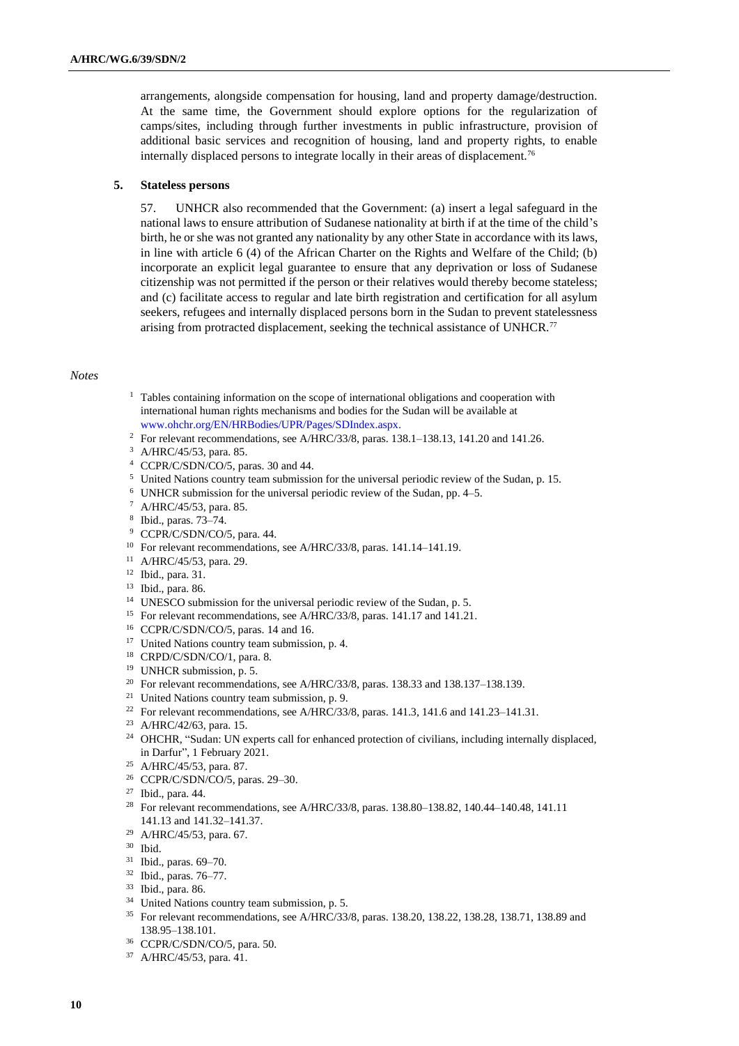arrangements, alongside compensation for housing, land and property damage/destruction. At the same time, the Government should explore options for the regularization of camps/sites, including through further investments in public infrastructure, provision of additional basic services and recognition of housing, land and property rights, to enable internally displaced persons to integrate locally in their areas of displacement.[76]

### 5. Stateless persons

57. UNHCR also recommended that the Government: (a) insert a legal safeguard in the national laws to ensure attribution of Sudanese nationality at birth if at the time of the child's birth, he or she was not granted any nationality by any other State in accordance with its laws, in line with article 6 (4) of the African Charter on the Rights and Welfare of the Child; (b) incorporate an explicit legal guarantee to ensure that any deprivation or loss of Sudanese citizenship was not permitted if the person or their relatives would thereby become stateless; and (c) facilitate access to regular and late birth registration and certification for all asylum seekers, refugees and internally displaced persons born in the Sudan to prevent statelessness arising from protracted displacement, seeking the technical assistance of UNHCR.[77]

*Notes*

1. Tables containing information on the scope of international obligations and cooperation with international human rights mechanisms and bodies for the Sudan will be available at www.ohchr.org/EN/HRBodies/UPR/Pages/SDIndex.aspx.
2. For relevant recommendations, see A/HRC/33/8, paras. 138.1–138.13, 141.20 and 141.26.
3. A/HRC/45/53, para. 85.
4. CCPR/C/SDN/CO/5, paras. 30 and 44.
5. United Nations country team submission for the universal periodic review of the Sudan, p. 15.
6. UNHCR submission for the universal periodic review of the Sudan, pp. 4–5.
7. A/HRC/45/53, para. 85.
8. Ibid., paras. 73–74.
9. CCPR/C/SDN/CO/5, para. 44.
10. For relevant recommendations, see A/HRC/33/8, paras. 141.14–141.19.
11. A/HRC/45/53, para. 29.
12. Ibid., para. 31.
13. Ibid., para. 86.
14. UNESCO submission for the universal periodic review of the Sudan, p. 5.
15. For relevant recommendations, see A/HRC/33/8, paras. 141.17 and 141.21.
16. CCPR/C/SDN/CO/5, paras. 14 and 16.
17. United Nations country team submission, p. 4.
18. CRPD/C/SDN/CO/1, para. 8.
19. UNHCR submission, p. 5.
20. For relevant recommendations, see A/HRC/33/8, paras. 138.33 and 138.137–138.139.
21. United Nations country team submission, p. 9.
22. For relevant recommendations, see A/HRC/33/8, paras. 141.3, 141.6 and 141.23–141.31.
23. A/HRC/42/63, para. 15.
24. OHCHR, "Sudan: UN experts call for enhanced protection of civilians, including internally displaced, in Darfur", 1 February 2021.
25. A/HRC/45/53, para. 87.
26. CCPR/C/SDN/CO/5, paras. 29–30.
27. Ibid., para. 44.
28. For relevant recommendations, see A/HRC/33/8, paras. 138.80–138.82, 140.44–140.48, 141.11 141.13 and 141.32–141.37.
29. A/HRC/45/53, para. 67.
30. Ibid.
31. Ibid., paras. 69–70.
32. Ibid., paras. 76–77.
33. Ibid., para. 86.
34. United Nations country team submission, p. 5.
35. For relevant recommendations, see A/HRC/33/8, paras. 138.20, 138.22, 138.28, 138.71, 138.89 and 138.95–138.101.
36. CCPR/C/SDN/CO/5, para. 50.
37. A/HRC/45/53, para. 41.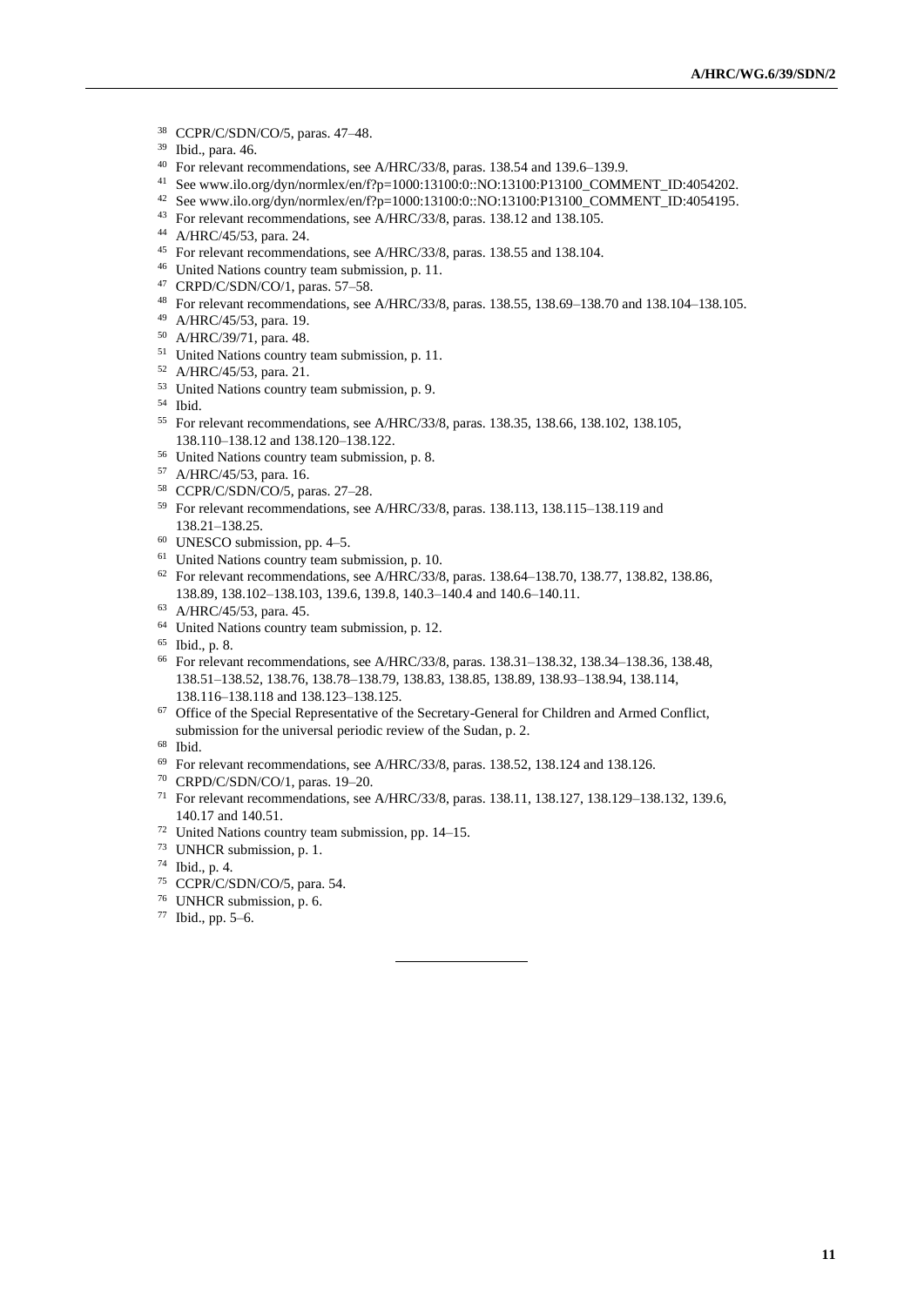[38] CCPR/C/SDN/CO/5, paras. 47–48.

[39] Ibid., para. 46.

[40] For relevant recommendations, see A/HRC/33/8, paras. 138.54 and 139.6–139.9.

[41] See www.ilo.org/dyn/normlex/en/f?p=1000:13100:0::NO:13100:P13100_COMMENT_ID:4054202.

[42] See www.ilo.org/dyn/normlex/en/f?p=1000:13100:0::NO:13100:P13100_COMMENT_ID:4054195.

[43] For relevant recommendations, see A/HRC/33/8, paras. 138.12 and 138.105.

[44] A/HRC/45/53, para. 24.

[45] For relevant recommendations, see A/HRC/33/8, paras. 138.55 and 138.104.

[46] United Nations country team submission, p. 11.

[47] CRPD/C/SDN/CO/1, paras. 57–58.

[48] For relevant recommendations, see A/HRC/33/8, paras. 138.55, 138.69–138.70 and 138.104–138.105.

[49] A/HRC/45/53, para. 19.

[50] A/HRC/39/71, para. 48.

[51] United Nations country team submission, p. 11.

[52] A/HRC/45/53, para. 21.

[53] United Nations country team submission, p. 9.

[54] Ibid.

[55] For relevant recommendations, see A/HRC/33/8, paras. 138.35, 138.66, 138.102, 138.105, 138.110–138.12 and 138.120–138.122.

[56] United Nations country team submission, p. 8.

[57] A/HRC/45/53, para. 16.

[58] CCPR/C/SDN/CO/5, paras. 27–28.

[59] For relevant recommendations, see A/HRC/33/8, paras. 138.113, 138.115–138.119 and 138.21–138.25.

[60] UNESCO submission, pp. 4–5.

[61] United Nations country team submission, p. 10.

[62] For relevant recommendations, see A/HRC/33/8, paras. 138.64–138.70, 138.77, 138.82, 138.86, 138.89, 138.102–138.103, 139.6, 139.8, 140.3–140.4 and 140.6–140.11.

[63] A/HRC/45/53, para. 45.

[64] United Nations country team submission, p. 12.

[65] Ibid., p. 8.

[66] For relevant recommendations, see A/HRC/33/8, paras. 138.31–138.32, 138.34–138.36, 138.48, 138.51–138.52, 138.76, 138.78–138.79, 138.83, 138.85, 138.89, 138.93–138.94, 138.114, 138.116–138.118 and 138.123–138.125.

[67] Office of the Special Representative of the Secretary-General for Children and Armed Conflict, submission for the universal periodic review of the Sudan, p. 2.

[68] Ibid.

[69] For relevant recommendations, see A/HRC/33/8, paras. 138.52, 138.124 and 138.126.

[70] CRPD/C/SDN/CO/1, paras. 19–20.

[71] For relevant recommendations, see A/HRC/33/8, paras. 138.11, 138.127, 138.129–138.132, 139.6, 140.17 and 140.51.

[72] United Nations country team submission, pp. 14–15.

[73] UNHCR submission, p. 1.

[74] Ibid., p. 4.

[75] CCPR/C/SDN/CO/5, para. 54.

[76] UNHCR submission, p. 6.

[77] Ibid., pp. 5–6.